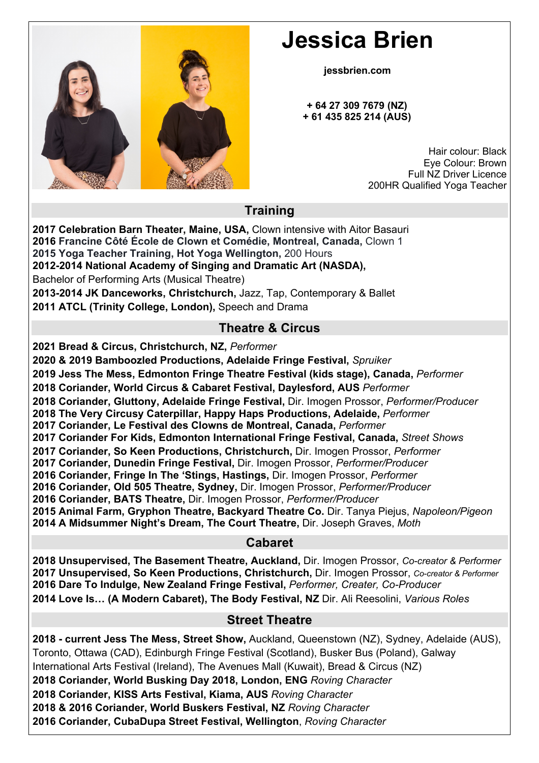# Jessica Brien

**jessbrien.com**

**+ 64 27 309 7679 (NZ)**
**+ 61 435 825 214 (AUS)**

Hair colour: Black
Eye Colour: Brown
Full NZ Driver Licence
200HR Qualified Yoga Teacher

## Training

**2017 Celebration Barn Theater, Maine, USA,** Clown intensive with Aitor Basauri
**2016 Francine Côté École de Clown et Comédie, Montreal, Canada,** Clown 1
**2015 Yoga Teacher Training, Hot Yoga Wellington,** 200 Hours
**2012-2014 National Academy of Singing and Dramatic Art (NASDA),**
Bachelor of Performing Arts (Musical Theatre)
**2013-2014 JK Danceworks, Christchurch,** Jazz, Tap, Contemporary & Ballet
**2011 ATCL (Trinity College, London),** Speech and Drama

## Theatre & Circus

**2021 Bread & Circus, Christchurch, NZ,** *Performer*
**2020 & 2019 Bamboozled Productions, Adelaide Fringe Festival,** *Spruiker*
**2019 Jess The Mess, Edmonton Fringe Theatre Festival (kids stage), Canada,** *Performer*
**2018 Coriander, World Circus & Cabaret Festival, Daylesford, AUS** *Performer*
**2018 Coriander, Gluttony, Adelaide Fringe Festival,** Dir. Imogen Prossor, *Performer/Producer*
**2018 The Very Circusy Caterpillar, Happy Haps Productions, Adelaide,** *Performer*
**2017 Coriander, Le Festival des Clowns de Montreal, Canada,** *Performer*
**2017 Coriander For Kids, Edmonton International Fringe Festival, Canada,** *Street Shows*
**2017 Coriander, So Keen Productions, Christchurch,** Dir. Imogen Prossor, *Performer*
**2017 Coriander, Dunedin Fringe Festival,** Dir. Imogen Prossor, *Performer/Producer*
**2016 Coriander, Fringe In The 'Stings, Hastings,** Dir. Imogen Prossor, *Performer*
**2016 Coriander, Old 505 Theatre, Sydney,** Dir. Imogen Prossor, *Performer/Producer*
**2016 Coriander, BATS Theatre,** Dir. Imogen Prossor, *Performer/Producer*
**2015 Animal Farm, Gryphon Theatre, Backyard Theatre Co.** Dir. Tanya Piejus, *Napoleon/Pigeon*
**2014 A Midsummer Night's Dream, The Court Theatre,** Dir. Joseph Graves, *Moth*

## Cabaret

**2018 Unsupervised, The Basement Theatre, Auckland,** Dir. Imogen Prossor, *Co-creator & Performer*
**2017 Unsupervised, So Keen Productions, Christchurch,** Dir. Imogen Prossor, *Co-creator & Performer*
**2016 Dare To Indulge, New Zealand Fringe Festival,** *Performer, Creater, Co-Producer*
**2014 Love Is… (A Modern Cabaret), The Body Festival, NZ** Dir. Ali Reesolini, *Various Roles*

## Street Theatre

**2018 - current Jess The Mess, Street Show,** Auckland, Queenstown (NZ), Sydney, Adelaide (AUS), Toronto, Ottawa (CAD), Edinburgh Fringe Festival (Scotland), Busker Bus (Poland), Galway International Arts Festival (Ireland), The Avenues Mall (Kuwait), Bread & Circus (NZ)
**2018 Coriander, World Busking Day 2018, London, ENG** *Roving Character*
**2018 Coriander, KISS Arts Festival, Kiama, AUS** *Roving Character*
**2018 & 2016 Coriander, World Buskers Festival, NZ** *Roving Character*
**2016 Coriander, CubaDupa Street Festival, Wellington**, *Roving Character*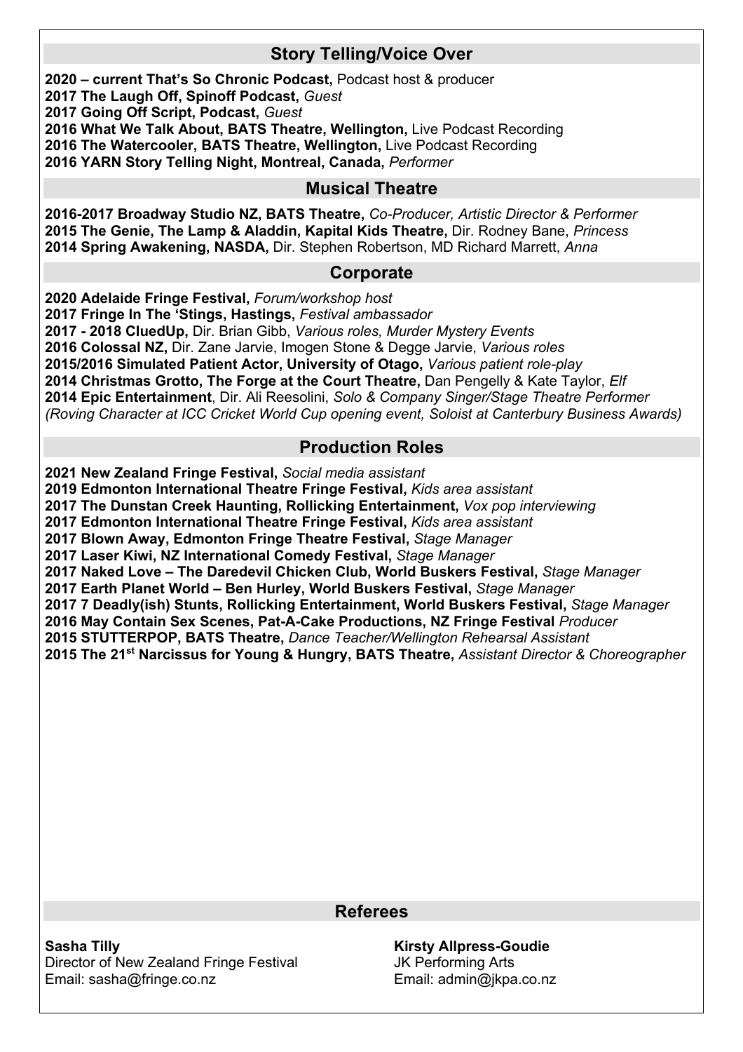## Story Telling/Voice Over

**2020 – current That's So Chronic Podcast,** Podcast host & producer
**2017 The Laugh Off, Spinoff Podcast,** *Guest*
**2017 Going Off Script, Podcast,** *Guest*
**2016 What We Talk About, BATS Theatre, Wellington,** Live Podcast Recording
**2016 The Watercooler, BATS Theatre, Wellington,** Live Podcast Recording
**2016 YARN Story Telling Night, Montreal, Canada,** *Performer*

## Musical Theatre

**2016-2017 Broadway Studio NZ, BATS Theatre,** *Co-Producer, Artistic Director & Performer*
**2015 The Genie, The Lamp & Aladdin, Kapital Kids Theatre,** Dir. Rodney Bane, *Princess*
**2014 Spring Awakening, NASDA,** Dir. Stephen Robertson, MD Richard Marrett, *Anna*

## Corporate

**2020 Adelaide Fringe Festival,** *Forum/workshop host*
**2017 Fringe In The 'Stings, Hastings,** *Festival ambassador*
**2017 - 2018 CluedUp,** Dir. Brian Gibb, *Various roles, Murder Mystery Events*
**2016 Colossal NZ,** Dir. Zane Jarvie, Imogen Stone & Degge Jarvie, *Various roles*
**2015/2016 Simulated Patient Actor, University of Otago,** *Various patient role-play*
**2014 Christmas Grotto, The Forge at the Court Theatre,** Dan Pengelly & Kate Taylor, *Elf*
**2014 Epic Entertainment**, Dir. Ali Reesolini, *Solo & Company Singer/Stage Theatre Performer (Roving Character at ICC Cricket World Cup opening event, Soloist at Canterbury Business Awards)*

## Production Roles

**2021 New Zealand Fringe Festival,** *Social media assistant*
**2019 Edmonton International Theatre Fringe Festival,** *Kids area assistant*
**2017 The Dunstan Creek Haunting, Rollicking Entertainment,** *Vox pop interviewing*
**2017 Edmonton International Theatre Fringe Festival,** *Kids area assistant*
**2017 Blown Away, Edmonton Fringe Theatre Festival,** *Stage Manager*
**2017 Laser Kiwi, NZ International Comedy Festival,** *Stage Manager*
**2017 Naked Love – The Daredevil Chicken Club, World Buskers Festival,** *Stage Manager*
**2017 Earth Planet World – Ben Hurley, World Buskers Festival,** *Stage Manager*
**2017 7 Deadly(ish) Stunts, Rollicking Entertainment, World Buskers Festival,** *Stage Manager*
**2016 May Contain Sex Scenes, Pat-A-Cake Productions, NZ Fringe Festival** *Producer*
**2015 STUTTERPOP, BATS Theatre,** *Dance Teacher/Wellington Rehearsal Assistant*
**2015 The 21st Narcissus for Young & Hungry, BATS Theatre,** *Assistant Director & Choreographer*

## Referees

**Sasha Tilly**
Director of New Zealand Fringe Festival
Email: sasha@fringe.co.nz

**Kirsty Allpress-Goudie**
JK Performing Arts
Email: admin@jkpa.co.nz